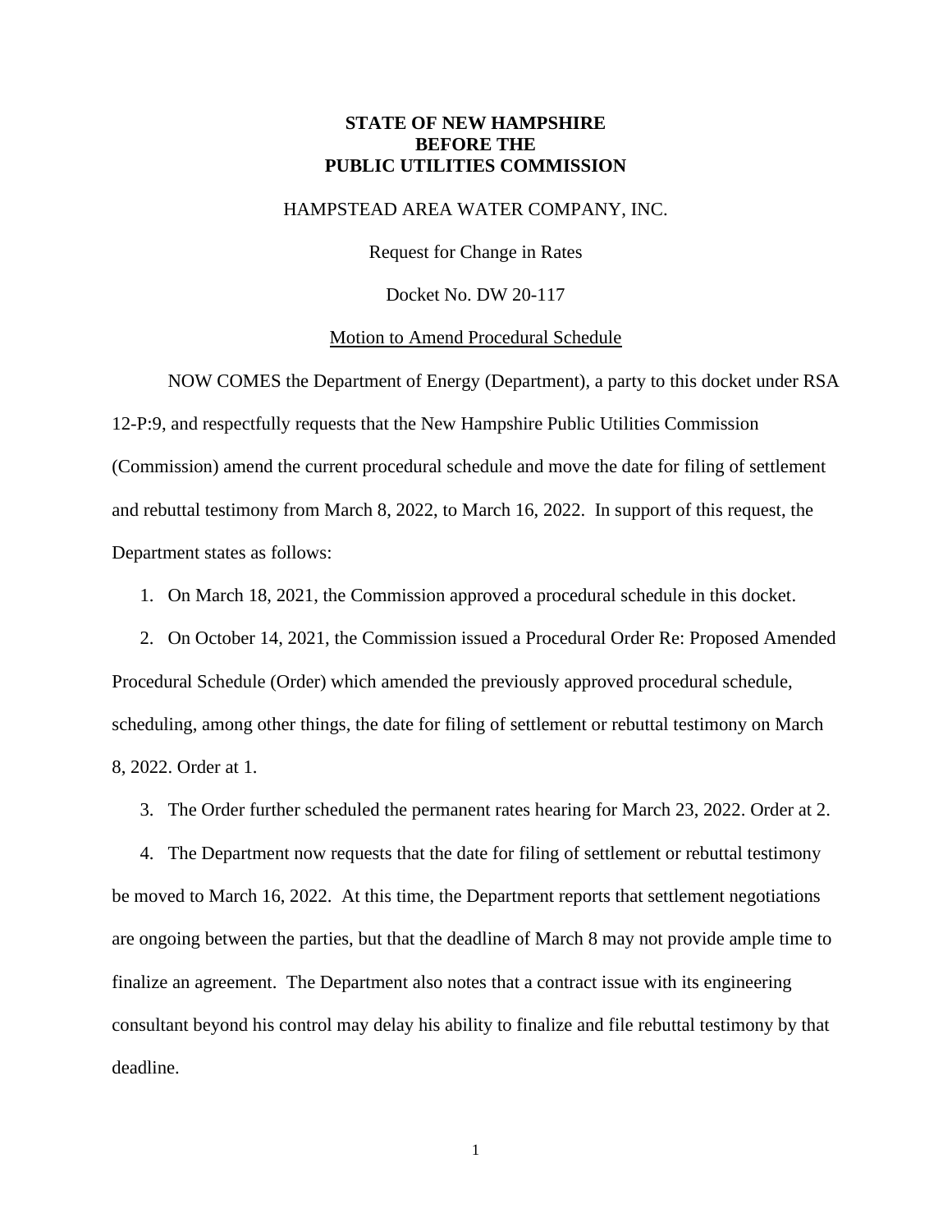**STATE OF NEW HAMPSHIRE**
**BEFORE THE**
**PUBLIC UTILITIES COMMISSION**

HAMPSTEAD AREA WATER COMPANY, INC.

Request for Change in Rates

Docket No. DW 20-117

Motion to Amend Procedural Schedule

NOW COMES the Department of Energy (Department), a party to this docket under RSA 12-P:9, and respectfully requests that the New Hampshire Public Utilities Commission (Commission) amend the current procedural schedule and move the date for filing of settlement and rebuttal testimony from March 8, 2022, to March 16, 2022. In support of this request, the Department states as follows:

1. On March 18, 2021, the Commission approved a procedural schedule in this docket.

2. On October 14, 2021, the Commission issued a Procedural Order Re: Proposed Amended Procedural Schedule (Order) which amended the previously approved procedural schedule, scheduling, among other things, the date for filing of settlement or rebuttal testimony on March 8, 2022. Order at 1.

3. The Order further scheduled the permanent rates hearing for March 23, 2022. Order at 2.

4. The Department now requests that the date for filing of settlement or rebuttal testimony be moved to March 16, 2022. At this time, the Department reports that settlement negotiations are ongoing between the parties, but that the deadline of March 8 may not provide ample time to finalize an agreement. The Department also notes that a contract issue with its engineering consultant beyond his control may delay his ability to finalize and file rebuttal testimony by that deadline.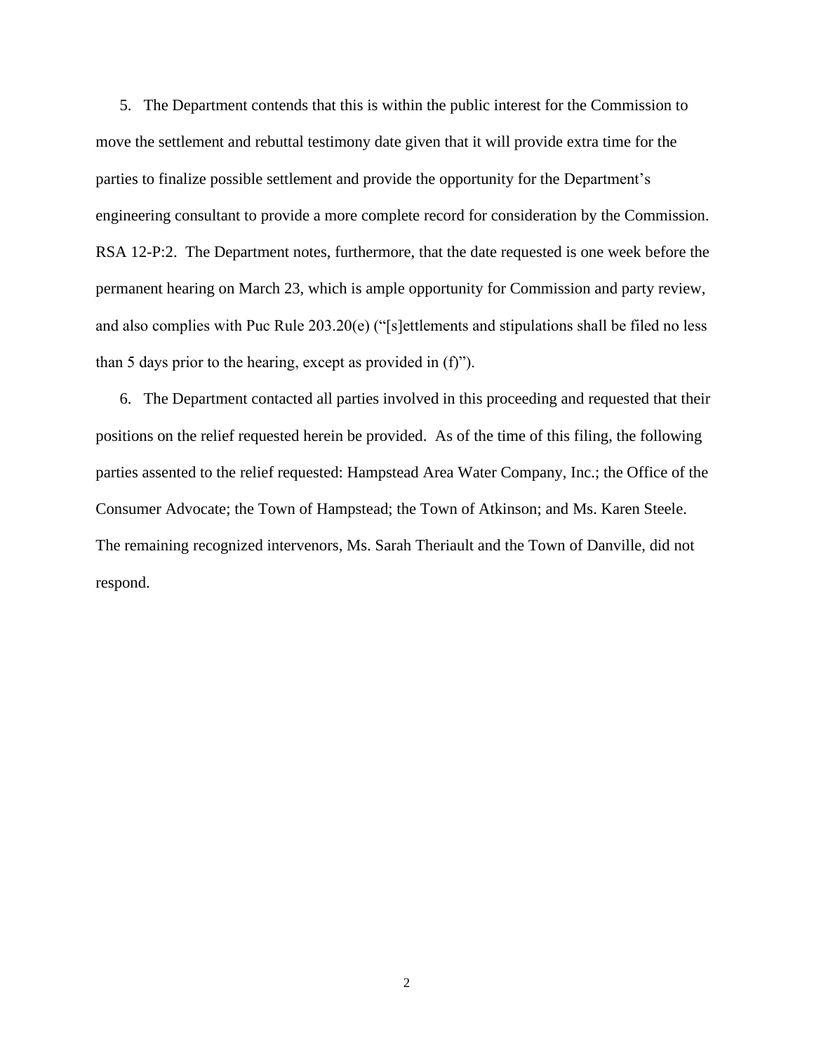5. The Department contends that this is within the public interest for the Commission to move the settlement and rebuttal testimony date given that it will provide extra time for the parties to finalize possible settlement and provide the opportunity for the Department's engineering consultant to provide a more complete record for consideration by the Commission. RSA 12-P:2. The Department notes, furthermore, that the date requested is one week before the permanent hearing on March 23, which is ample opportunity for Commission and party review, and also complies with Puc Rule 203.20(e) ("[s]ettlements and stipulations shall be filed no less than 5 days prior to the hearing, except as provided in (f)").

6. The Department contacted all parties involved in this proceeding and requested that their positions on the relief requested herein be provided. As of the time of this filing, the following parties assented to the relief requested: Hampstead Area Water Company, Inc.; the Office of the Consumer Advocate; the Town of Hampstead; the Town of Atkinson; and Ms. Karen Steele. The remaining recognized intervenors, Ms. Sarah Theriault and the Town of Danville, did not respond.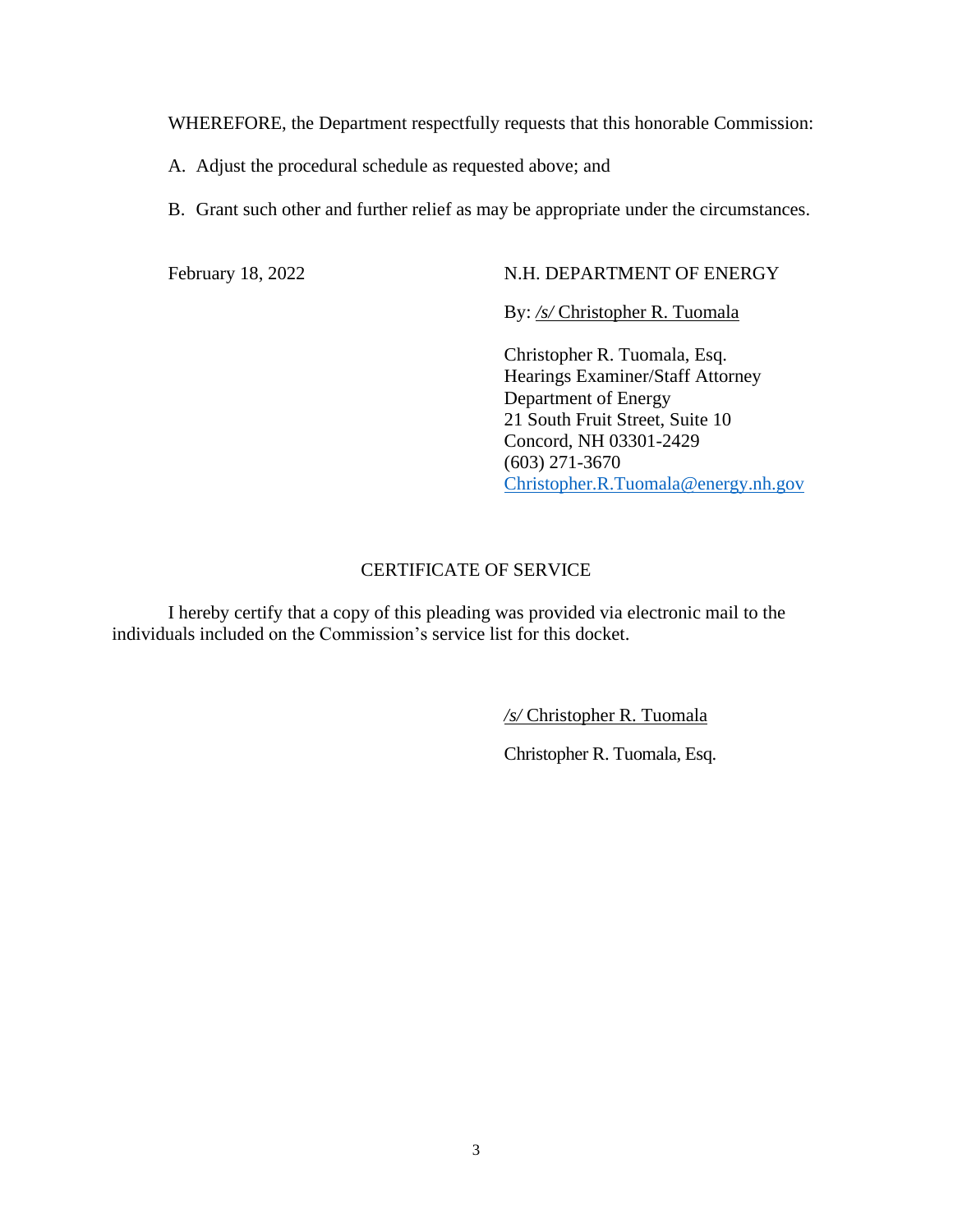WHEREFORE, the Department respectfully requests that this honorable Commission:

A. Adjust the procedural schedule as requested above; and

B. Grant such other and further relief as may be appropriate under the circumstances.

February 18, 2022

N.H. DEPARTMENT OF ENERGY

By: */s/* Christopher R. Tuomala

Christopher R. Tuomala, Esq.
Hearings Examiner/Staff Attorney
Department of Energy
21 South Fruit Street, Suite 10
Concord, NH 03301-2429
(603) 271-3670
Christopher.R.Tuomala@energy.nh.gov

CERTIFICATE OF SERVICE

I hereby certify that a copy of this pleading was provided via electronic mail to the individuals included on the Commission's service list for this docket.

*/s/* Christopher R. Tuomala

Christopher R. Tuomala, Esq.